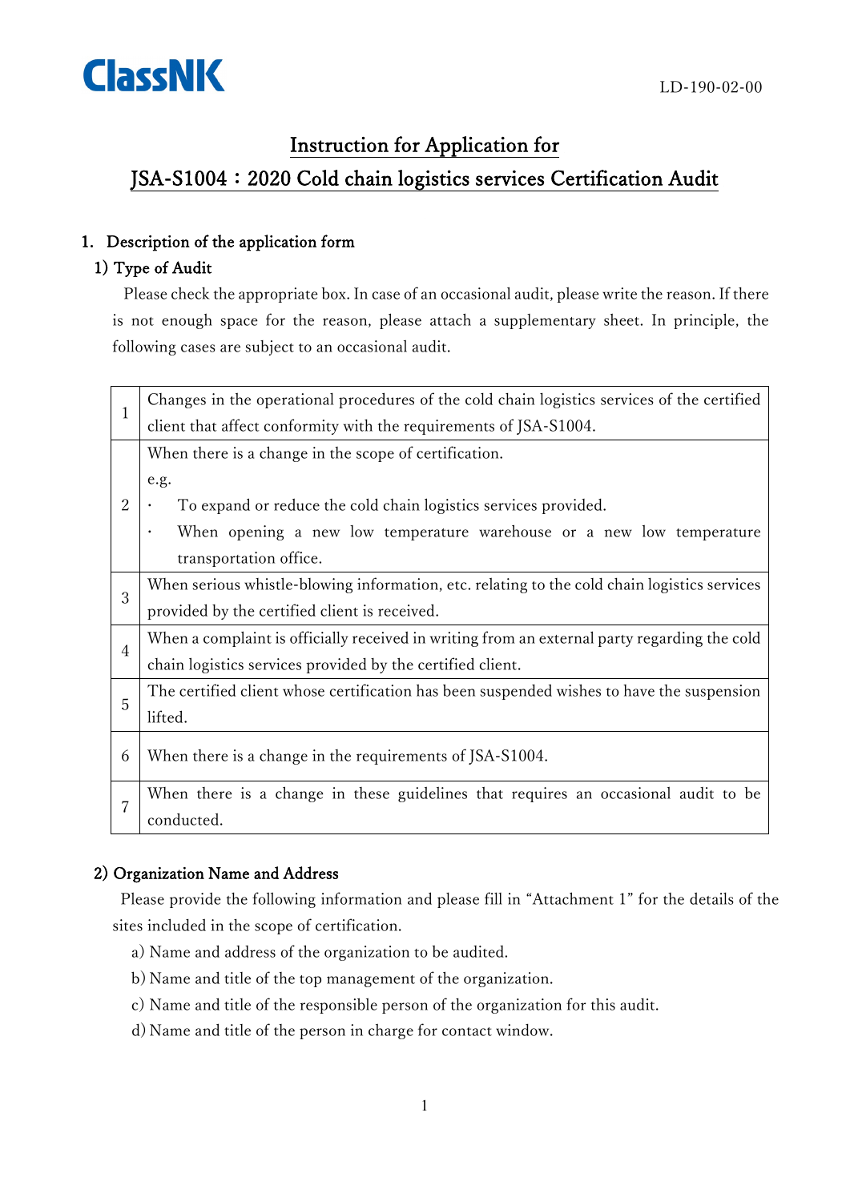ClassNK

LD-190-02-00

# Instruction for Application for JSA-S1004：2020 Cold chain logistics services Certification Audit

## 1. Description of the application form

### 1) Type of Audit

Please check the appropriate box. In case of an occasional audit, please write the reason. If there is not enough space for the reason, please attach a supplementary sheet. In principle, the following cases are subject to an occasional audit.

| | |
|---|---|
| 1 | Changes in the operational procedures of the cold chain logistics services of the certified client that affect conformity with the requirements of JSA-S1004. |
| 2 | When there is a change in the scope of certification.<br>e.g.<br>・ To expand or reduce the cold chain logistics services provided.<br>・ When opening a new low temperature warehouse or a new low temperature transportation office. |
| 3 | When serious whistle-blowing information, etc. relating to the cold chain logistics services provided by the certified client is received. |
| 4 | When a complaint is officially received in writing from an external party regarding the cold chain logistics services provided by the certified client. |
| 5 | The certified client whose certification has been suspended wishes to have the suspension lifted. |
| 6 | When there is a change in the requirements of JSA-S1004. |
| 7 | When there is a change in these guidelines that requires an occasional audit to be conducted. |

### 2) Organization Name and Address

Please provide the following information and please fill in "Attachment 1" for the details of the sites included in the scope of certification.

a) Name and address of the organization to be audited.

b) Name and title of the top management of the organization.

c) Name and title of the responsible person of the organization for this audit.

d) Name and title of the person in charge for contact window.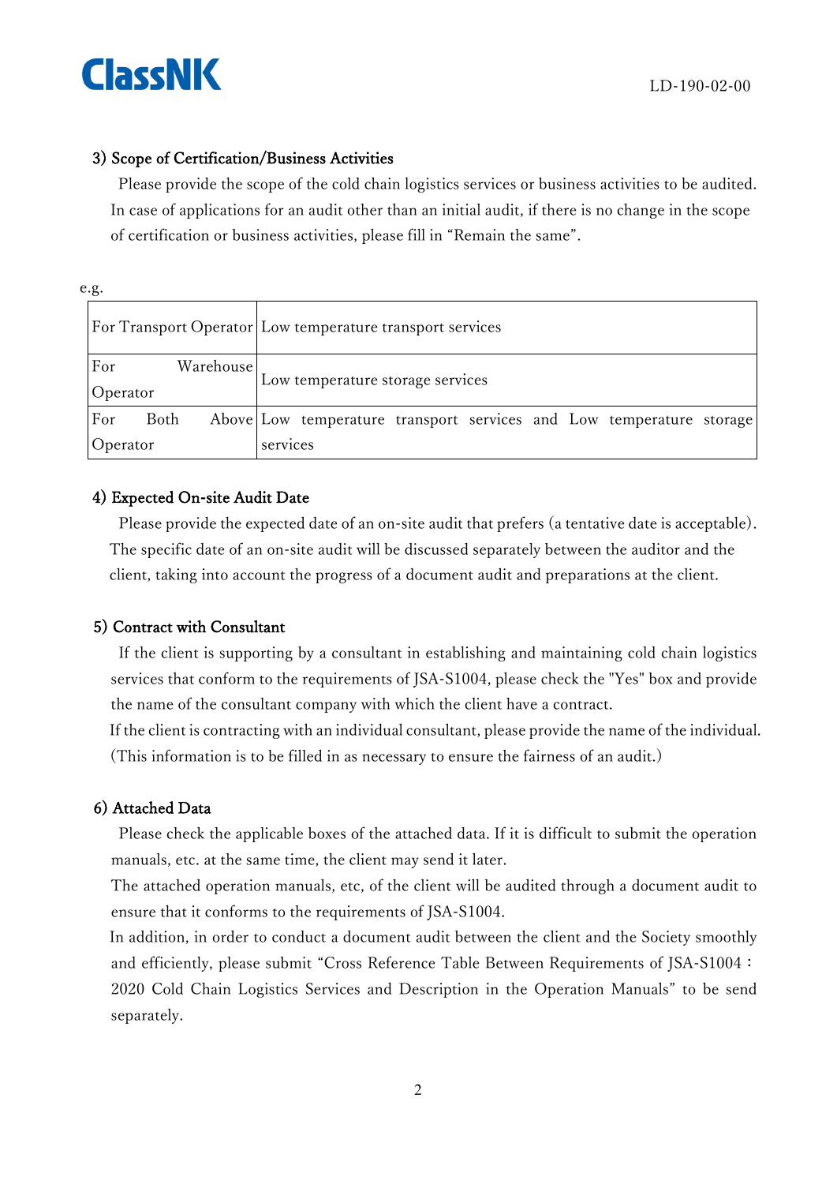### 3) Scope of Certification/Business Activities

Please provide the scope of the cold chain logistics services or business activities to be audited. In case of applications for an audit other than an initial audit, if there is no change in the scope of certification or business activities, please fill in “Remain the same”.

e.g.

| | |
|---|---|
| For Transport Operator | Low temperature transport services |
| For Warehouse Operator | Low temperature storage services |
| For Both Above Operator | Low temperature transport services and Low temperature storage services |

### 4) Expected On-site Audit Date

Please provide the expected date of an on-site audit that prefers (a tentative date is acceptable). The specific date of an on-site audit will be discussed separately between the auditor and the client, taking into account the progress of a document audit and preparations at the client.

### 5) Contract with Consultant

If the client is supporting by a consultant in establishing and maintaining cold chain logistics services that conform to the requirements of JSA-S1004, please check the "Yes" box and provide the name of the consultant company with which the client have a contract.

If the client is contracting with an individual consultant, please provide the name of the individual. (This information is to be filled in as necessary to ensure the fairness of an audit.)

### 6) Attached Data

Please check the applicable boxes of the attached data. If it is difficult to submit the operation manuals, etc. at the same time, the client may send it later.

The attached operation manuals, etc, of the client will be audited through a document audit to ensure that it conforms to the requirements of JSA-S1004.

In addition, in order to conduct a document audit between the client and the Society smoothly and efficiently, please submit “Cross Reference Table Between Requirements of JSA-S1004：2020 Cold Chain Logistics Services and Description in the Operation Manuals” to be send separately.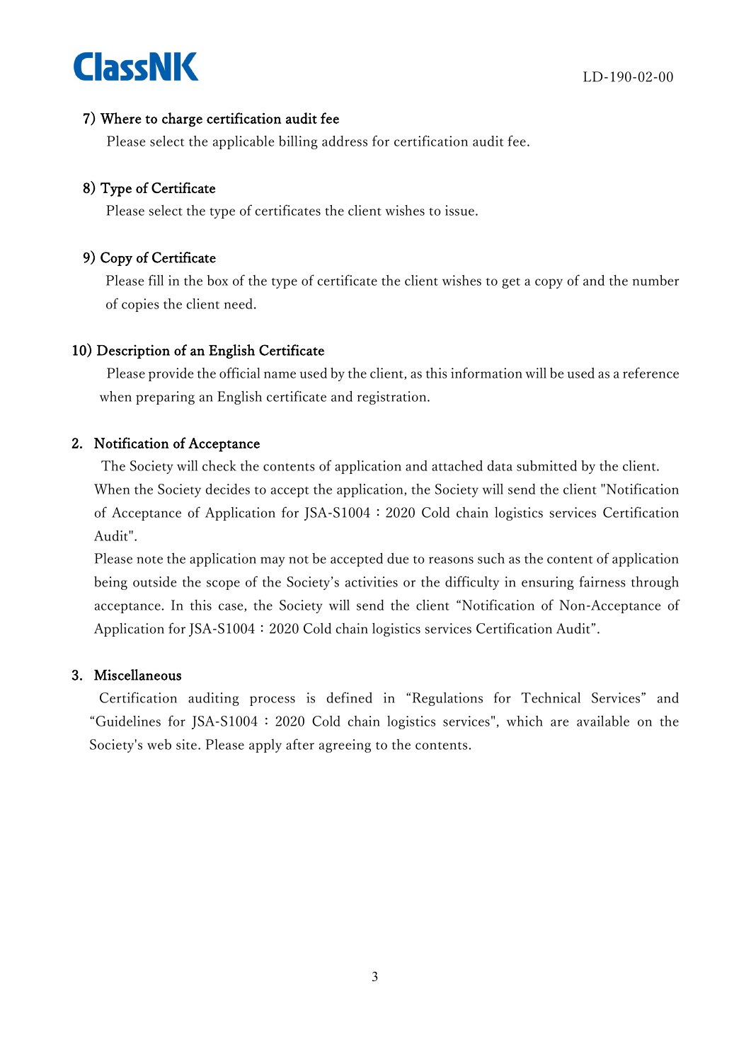#### 7) Where to charge certification audit fee

Please select the applicable billing address for certification audit fee.

#### 8) Type of Certificate

Please select the type of certificates the client wishes to issue.

#### 9) Copy of Certificate

Please fill in the box of the type of certificate the client wishes to get a copy of and the number of copies the client need.

#### 10) Description of an English Certificate

Please provide the official name used by the client, as this information will be used as a reference when preparing an English certificate and registration.

## 2. Notification of Acceptance

The Society will check the contents of application and attached data submitted by the client. When the Society decides to accept the application, the Society will send the client "Notification of Acceptance of Application for JSA-S1004：2020 Cold chain logistics services Certification Audit".

Please note the application may not be accepted due to reasons such as the content of application being outside the scope of the Society's activities or the difficulty in ensuring fairness through acceptance. In this case, the Society will send the client "Notification of Non-Acceptance of Application for JSA-S1004：2020 Cold chain logistics services Certification Audit".

## 3. Miscellaneous

Certification auditing process is defined in "Regulations for Technical Services" and "Guidelines for JSA-S1004：2020 Cold chain logistics services", which are available on the Society's web site. Please apply after agreeing to the contents.